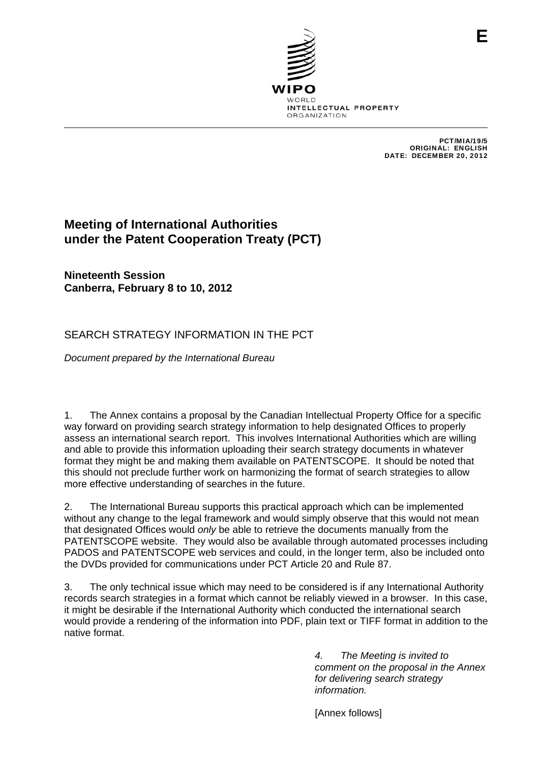E

WIPO
WORLD
INTELLECTUAL PROPERTY
ORGANIZATION

PCT/MIA/19/5
ORIGINAL: ENGLISH
DATE: DECEMBER 20, 2012

# Meeting of International Authorities under the Patent Cooperation Treaty (PCT)

**Nineteenth Session**
**Canberra, February 8 to 10, 2012**

## SEARCH STRATEGY INFORMATION IN THE PCT

*Document prepared by the International Bureau*

1. The Annex contains a proposal by the Canadian Intellectual Property Office for a specific way forward on providing search strategy information to help designated Offices to properly assess an international search report. This involves International Authorities which are willing and able to provide this information uploading their search strategy documents in whatever format they might be and making them available on PATENTSCOPE. It should be noted that this should not preclude further work on harmonizing the format of search strategies to allow more effective understanding of searches in the future.

2. The International Bureau supports this practical approach which can be implemented without any change to the legal framework and would simply observe that this would not mean that designated Offices would *only* be able to retrieve the documents manually from the PATENTSCOPE website. They would also be available through automated processes including PADOS and PATENTSCOPE web services and could, in the longer term, also be included onto the DVDs provided for communications under PCT Article 20 and Rule 87.

3. The only technical issue which may need to be considered is if any International Authority records search strategies in a format which cannot be reliably viewed in a browser. In this case, it might be desirable if the International Authority which conducted the international search would provide a rendering of the information into PDF, plain text or TIFF format in addition to the native format.

*4. The Meeting is invited to comment on the proposal in the Annex for delivering search strategy information.*

[Annex follows]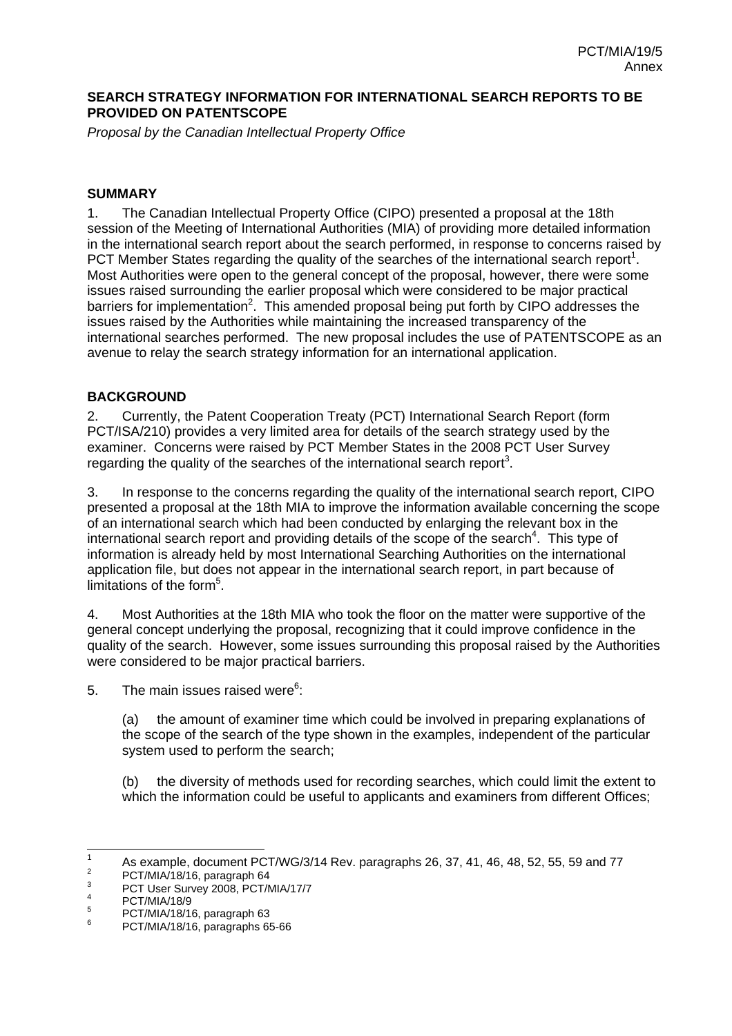## SEARCH STRATEGY INFORMATION FOR INTERNATIONAL SEARCH REPORTS TO BE PROVIDED ON PATENTSCOPE

*Proposal by the Canadian Intellectual Property Office*

### SUMMARY

1. The Canadian Intellectual Property Office (CIPO) presented a proposal at the 18th session of the Meeting of International Authorities (MIA) of providing more detailed information in the international search report about the search performed, in response to concerns raised by PCT Member States regarding the quality of the searches of the international search report[1]. Most Authorities were open to the general concept of the proposal, however, there were some issues raised surrounding the earlier proposal which were considered to be major practical barriers for implementation[2]. This amended proposal being put forth by CIPO addresses the issues raised by the Authorities while maintaining the increased transparency of the international searches performed. The new proposal includes the use of PATENTSCOPE as an avenue to relay the search strategy information for an international application.

### BACKGROUND

2. Currently, the Patent Cooperation Treaty (PCT) International Search Report (form PCT/ISA/210) provides a very limited area for details of the search strategy used by the examiner. Concerns were raised by PCT Member States in the 2008 PCT User Survey regarding the quality of the searches of the international search report[3].

3. In response to the concerns regarding the quality of the international search report, CIPO presented a proposal at the 18th MIA to improve the information available concerning the scope of an international search which had been conducted by enlarging the relevant box in the international search report and providing details of the scope of the search[4]. This type of information is already held by most International Searching Authorities on the international application file, but does not appear in the international search report, in part because of limitations of the form[5].

4. Most Authorities at the 18th MIA who took the floor on the matter were supportive of the general concept underlying the proposal, recognizing that it could improve confidence in the quality of the search. However, some issues surrounding this proposal raised by the Authorities were considered to be major practical barriers.

5. The main issues raised were[6]:

(a) the amount of examiner time which could be involved in preparing explanations of the scope of the search of the type shown in the examples, independent of the particular system used to perform the search;

(b) the diversity of methods used for recording searches, which could limit the extent to which the information could be useful to applicants and examiners from different Offices;

---

[1] As example, document PCT/WG/3/14 Rev. paragraphs 26, 37, 41, 46, 48, 52, 55, 59 and 77

[2] PCT/MIA/18/16, paragraph 64

[3] PCT User Survey 2008, PCT/MIA/17/7

[4] PCT/MIA/18/9

[5] PCT/MIA/18/16, paragraph 63

[6] PCT/MIA/18/16, paragraphs 65-66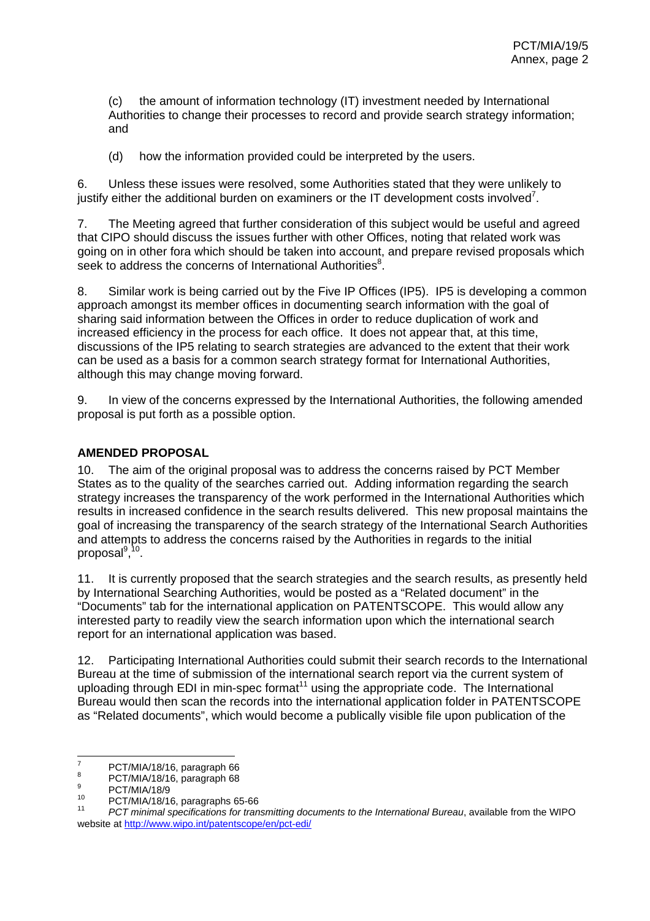(c) the amount of information technology (IT) investment needed by International Authorities to change their processes to record and provide search strategy information; and

(d) how the information provided could be interpreted by the users.

6. Unless these issues were resolved, some Authorities stated that they were unlikely to justify either the additional burden on examiners or the IT development costs involved[7].

7. The Meeting agreed that further consideration of this subject would be useful and agreed that CIPO should discuss the issues further with other Offices, noting that related work was going on in other fora which should be taken into account, and prepare revised proposals which seek to address the concerns of International Authorities[8].

8. Similar work is being carried out by the Five IP Offices (IP5). IP5 is developing a common approach amongst its member offices in documenting search information with the goal of sharing said information between the Offices in order to reduce duplication of work and increased efficiency in the process for each office. It does not appear that, at this time, discussions of the IP5 relating to search strategies are advanced to the extent that their work can be used as a basis for a common search strategy format for International Authorities, although this may change moving forward.

9. In view of the concerns expressed by the International Authorities, the following amended proposal is put forth as a possible option.

**AMENDED PROPOSAL**

10. The aim of the original proposal was to address the concerns raised by PCT Member States as to the quality of the searches carried out. Adding information regarding the search strategy increases the transparency of the work performed in the International Authorities which results in increased confidence in the search results delivered. This new proposal maintains the goal of increasing the transparency of the search strategy of the International Search Authorities and attempts to address the concerns raised by the Authorities in regards to the initial proposal[9,10].

11. It is currently proposed that the search strategies and the search results, as presently held by International Searching Authorities, would be posted as a "Related document" in the "Documents" tab for the international application on PATENTSCOPE. This would allow any interested party to readily view the search information upon which the international search report for an international application was based.

12. Participating International Authorities could submit their search records to the International Bureau at the time of submission of the international search report via the current system of uploading through EDI in min-spec format[11] using the appropriate code. The International Bureau would then scan the records into the international application folder in PATENTSCOPE as "Related documents", which would become a publically visible file upon publication of the

---

[7] PCT/MIA/18/16, paragraph 66

[8] PCT/MIA/18/16, paragraph 68

[9] PCT/MIA/18/9

[10] PCT/MIA/18/16, paragraphs 65-66

[11] *PCT minimal specifications for transmitting documents to the International Bureau*, available from the WIPO website at http://www.wipo.int/patentscope/en/pct-edi/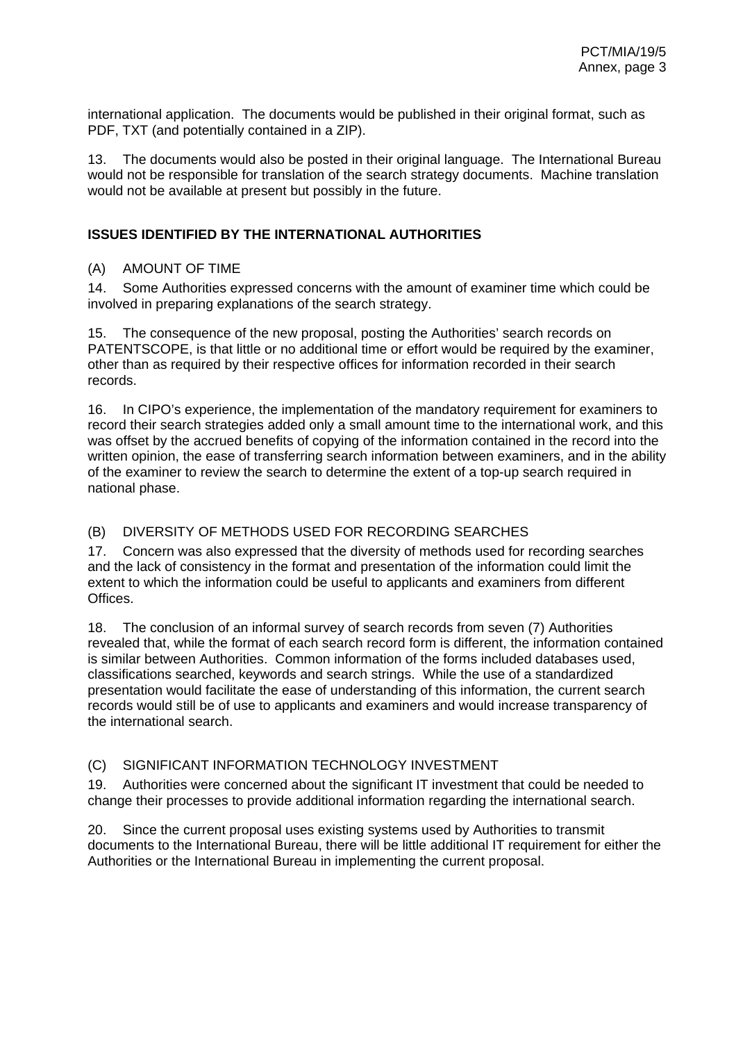international application. The documents would be published in their original format, such as PDF, TXT (and potentially contained in a ZIP).

13. The documents would also be posted in their original language. The International Bureau would not be responsible for translation of the search strategy documents. Machine translation would not be available at present but possibly in the future.

## ISSUES IDENTIFIED BY THE INTERNATIONAL AUTHORITIES

### (A) AMOUNT OF TIME

14. Some Authorities expressed concerns with the amount of examiner time which could be involved in preparing explanations of the search strategy.

15. The consequence of the new proposal, posting the Authorities' search records on PATENTSCOPE, is that little or no additional time or effort would be required by the examiner, other than as required by their respective offices for information recorded in their search records.

16. In CIPO's experience, the implementation of the mandatory requirement for examiners to record their search strategies added only a small amount time to the international work, and this was offset by the accrued benefits of copying of the information contained in the record into the written opinion, the ease of transferring search information between examiners, and in the ability of the examiner to review the search to determine the extent of a top-up search required in national phase.

### (B) DIVERSITY OF METHODS USED FOR RECORDING SEARCHES

17. Concern was also expressed that the diversity of methods used for recording searches and the lack of consistency in the format and presentation of the information could limit the extent to which the information could be useful to applicants and examiners from different Offices.

18. The conclusion of an informal survey of search records from seven (7) Authorities revealed that, while the format of each search record form is different, the information contained is similar between Authorities. Common information of the forms included databases used, classifications searched, keywords and search strings. While the use of a standardized presentation would facilitate the ease of understanding of this information, the current search records would still be of use to applicants and examiners and would increase transparency of the international search.

### (C) SIGNIFICANT INFORMATION TECHNOLOGY INVESTMENT

19. Authorities were concerned about the significant IT investment that could be needed to change their processes to provide additional information regarding the international search.

20. Since the current proposal uses existing systems used by Authorities to transmit documents to the International Bureau, there will be little additional IT requirement for either the Authorities or the International Bureau in implementing the current proposal.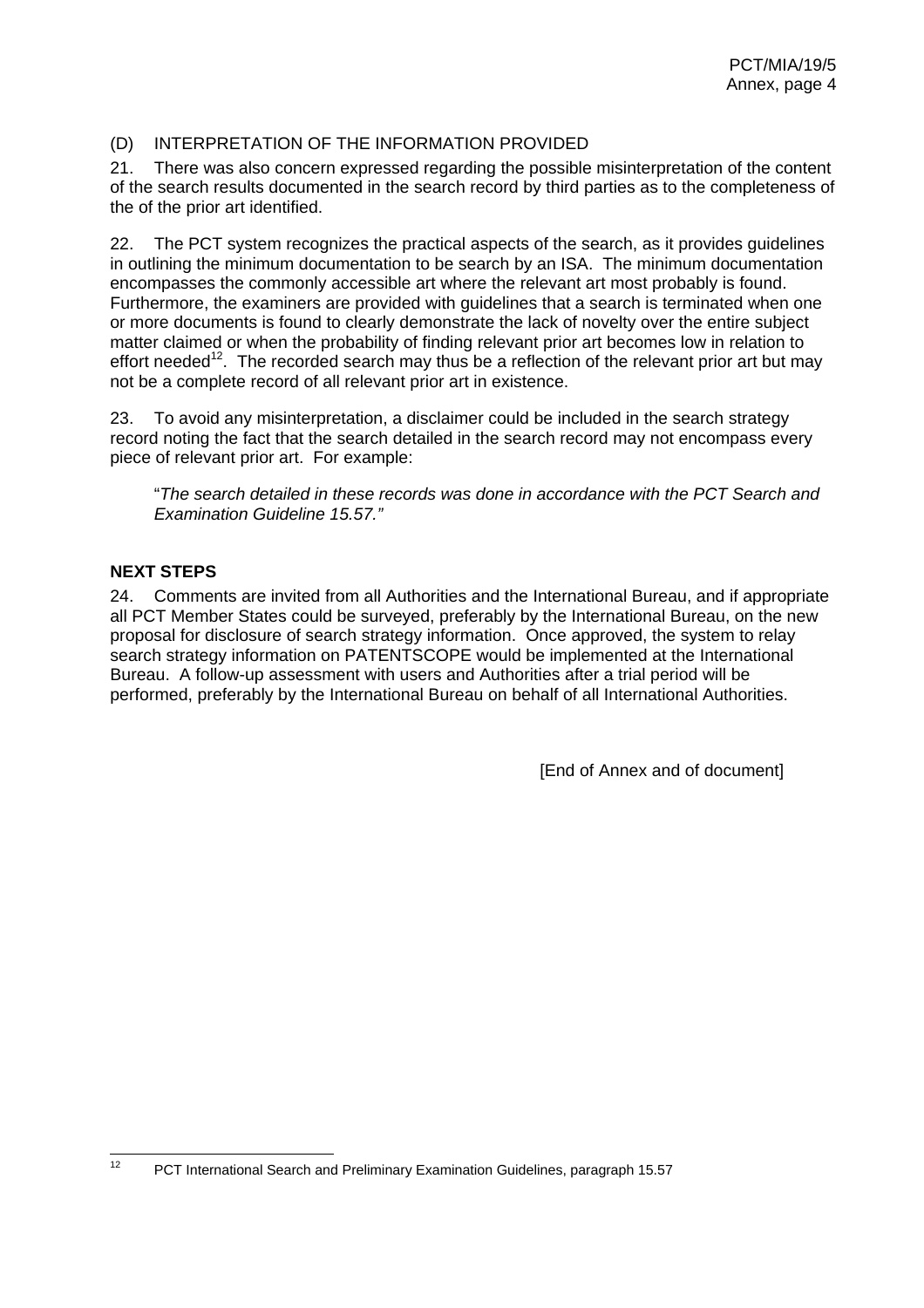(D) INTERPRETATION OF THE INFORMATION PROVIDED

21. There was also concern expressed regarding the possible misinterpretation of the content of the search results documented in the search record by third parties as to the completeness of the of the prior art identified.

22. The PCT system recognizes the practical aspects of the search, as it provides guidelines in outlining the minimum documentation to be search by an ISA. The minimum documentation encompasses the commonly accessible art where the relevant art most probably is found. Furthermore, the examiners are provided with guidelines that a search is terminated when one or more documents is found to clearly demonstrate the lack of novelty over the entire subject matter claimed or when the probability of finding relevant prior art becomes low in relation to effort needed[12]. The recorded search may thus be a reflection of the relevant prior art but may not be a complete record of all relevant prior art in existence.

23. To avoid any misinterpretation, a disclaimer could be included in the search strategy record noting the fact that the search detailed in the search record may not encompass every piece of relevant prior art. For example:

> "*The search detailed in these records was done in accordance with the PCT Search and Examination Guideline 15.57."*

**NEXT STEPS**

24. Comments are invited from all Authorities and the International Bureau, and if appropriate all PCT Member States could be surveyed, preferably by the International Bureau, on the new proposal for disclosure of search strategy information. Once approved, the system to relay search strategy information on PATENTSCOPE would be implemented at the International Bureau. A follow-up assessment with users and Authorities after a trial period will be performed, preferably by the International Bureau on behalf of all International Authorities.

[End of Annex and of document]

[12] PCT International Search and Preliminary Examination Guidelines, paragraph 15.57